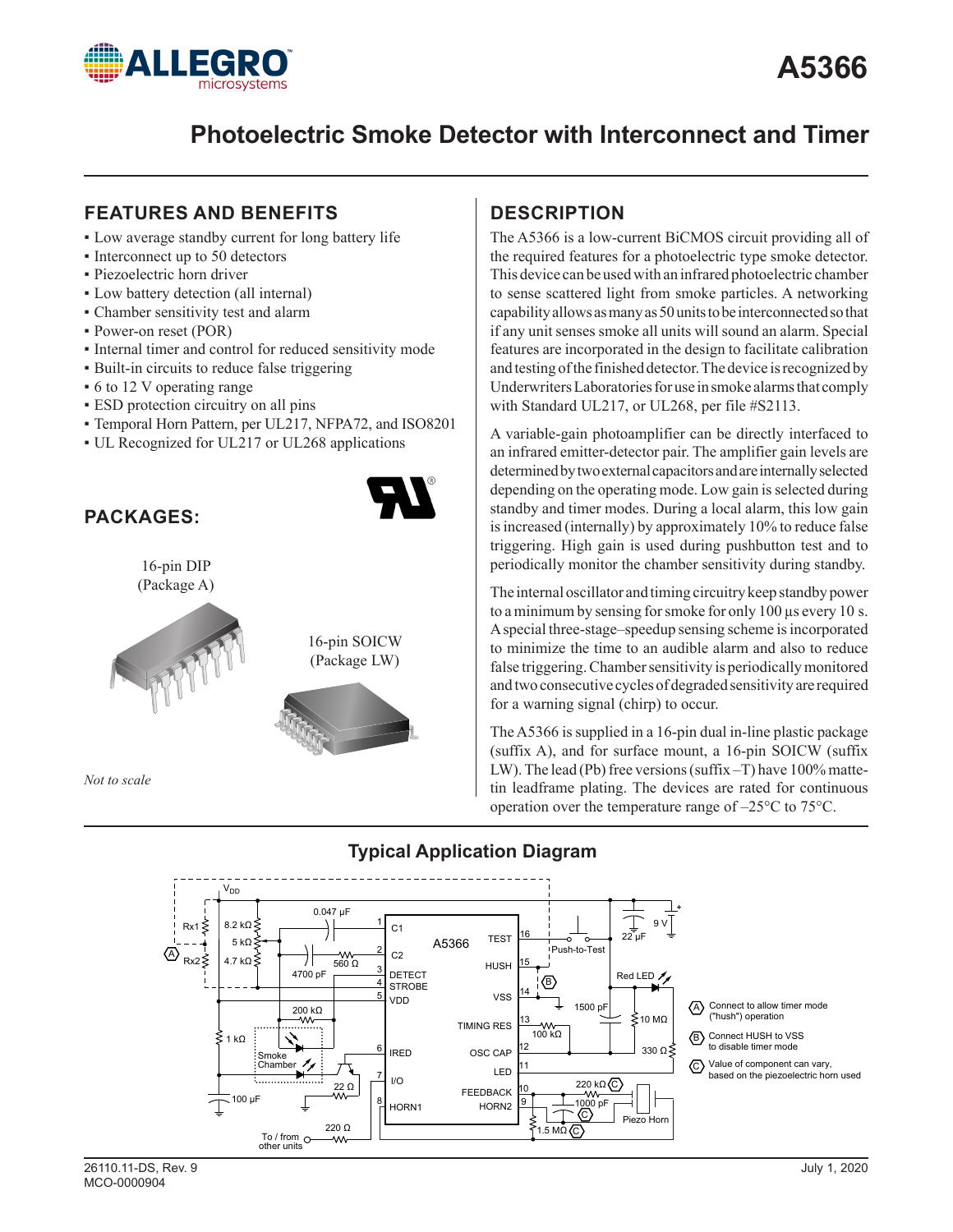# A5366

## Photoelectric Smoke Detector with Interconnect and Timer

### FEATURES AND BENEFITS

- Low average standby current for long battery life
- Interconnect up to 50 detectors
- Piezoelectric horn driver
- Low battery detection (all internal)
- Chamber sensitivity test and alarm
- Power-on reset (POR)
- Internal timer and control for reduced sensitivity mode
- Built-in circuits to reduce false triggering
- 6 to 12 V operating range
- ESD protection circuitry on all pins
- Temporal Horn Pattern, per UL217, NFPA72, and ISO8201
- UL Recognized for UL217 or UL268 applications

### PACKAGES:

16-pin DIP
(Package A)

16-pin SOICW
(Package LW)

*Not to scale*

### DESCRIPTION

The A5366 is a low-current BiCMOS circuit providing all of the required features for a photoelectric type smoke detector. This device can be used with an infrared photoelectric chamber to sense scattered light from smoke particles. A networking capability allows as many as 50 units to be interconnected so that if any unit senses smoke all units will sound an alarm. Special features are incorporated in the design to facilitate calibration and testing of the finished detector. The device is recognized by Underwriters Laboratories for use in smoke alarms that comply with Standard UL217, or UL268, per file #S2113.

A variable-gain photoamplifier can be directly interfaced to an infrared emitter-detector pair. The amplifier gain levels are determined by two external capacitors and are internally selected depending on the operating mode. Low gain is selected during standby and timer modes. During a local alarm, this low gain is increased (internally) by approximately 10% to reduce false triggering. High gain is used during pushbutton test and to periodically monitor the chamber sensitivity during standby.

The internal oscillator and timing circuitry keep standby power to a minimum by sensing for smoke for only 100 µs every 10 s. A special three-stage–speedup sensing scheme is incorporated to minimize the time to an audible alarm and also to reduce false triggering. Chamber sensitivity is periodically monitored and two consecutive cycles of degraded sensitivity are required for a warning signal (chirp) to occur.

The A5366 is supplied in a 16-pin dual in-line plastic package (suffix A), and for surface mount, a 16-pin SOICW (suffix LW). The lead (Pb) free versions (suffix –T) have 100% matte-tin leadframe plating. The devices are rated for continuous operation over the temperature range of –25°C to 75°C.

### Typical Application Diagram

(A) Connect to allow timer mode ("hush") operation

(B) Connect HUSH to VSS to disable timer mode

(C) Value of component can vary, based on the piezoelectric horn used

26110.11-DS, Rev. 9
MCO-0000904

July 1, 2020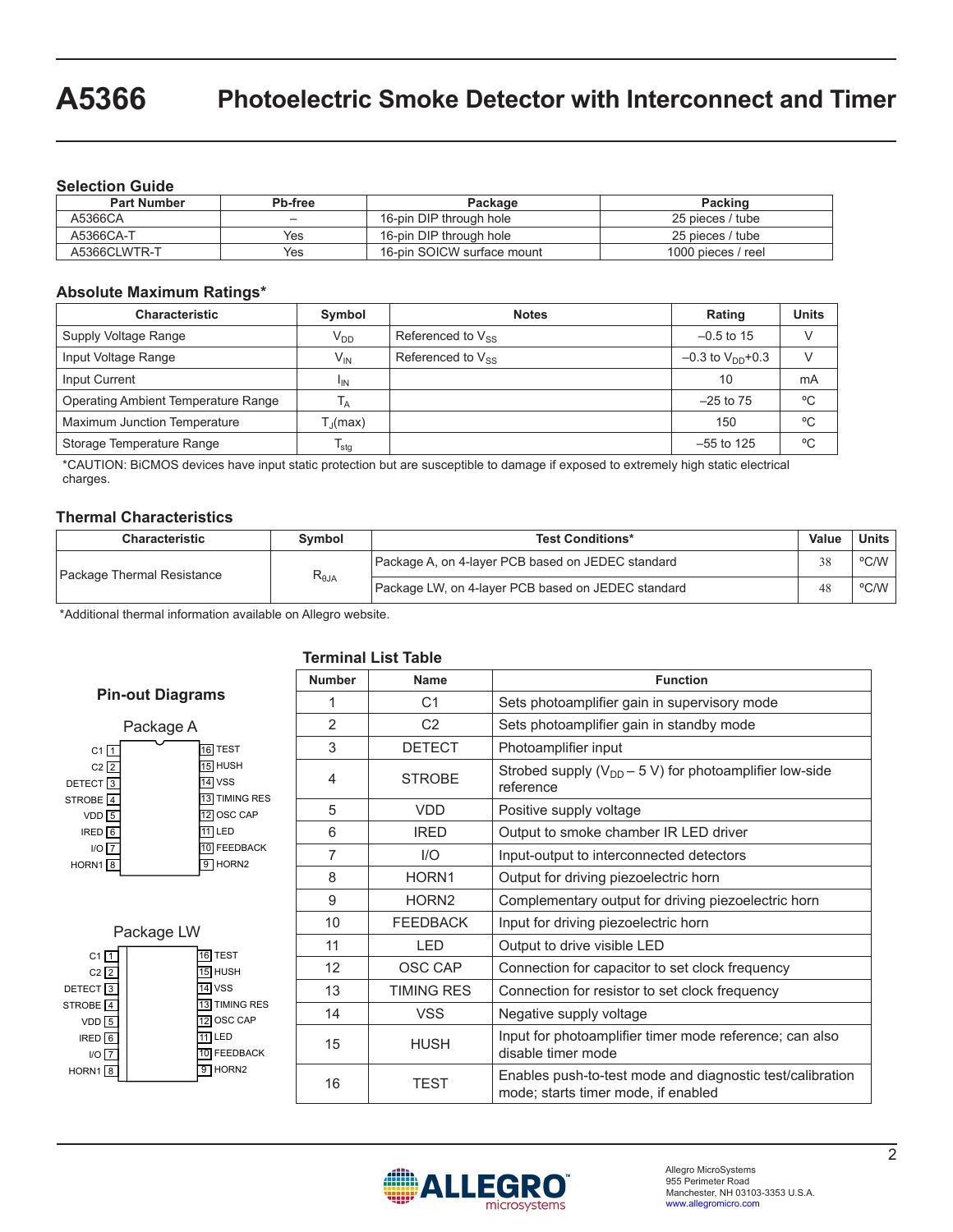# A5366 Photoelectric Smoke Detector with Interconnect and Timer

## Selection Guide

| Part Number | Pb-free | Package | Packing |
|---|---|---|---|
| A5366CA | – | 16-pin DIP through hole | 25 pieces / tube |
| A5366CA-T | Yes | 16-pin DIP through hole | 25 pieces / tube |
| A5366CLWTR-T | Yes | 16-pin SOICW surface mount | 1000 pieces / reel |

## Absolute Maximum Ratings*

| Characteristic | Symbol | Notes | Rating | Units |
|---|---|---|---|---|
| Supply Voltage Range | $V_{DD}$ | Referenced to $V_{SS}$ | –0.5 to 15 | V |
| Input Voltage Range | $V_{IN}$ | Referenced to $V_{SS}$ | –0.3 to $V_{DD}$+0.3 | V |
| Input Current | $I_{IN}$ | | 10 | mA |
| Operating Ambient Temperature Range | $T_A$ | | –25 to 75 | ºC |
| Maximum Junction Temperature | $T_J$(max) | | 150 | ºC |
| Storage Temperature Range | $T_{stg}$ | | –55 to 125 | ºC |

*CAUTION: BiCMOS devices have input static protection but are susceptible to damage if exposed to extremely high static electrical charges.

## Thermal Characteristics

| Characteristic | Symbol | Test Conditions* | Value | Units |
|---|---|---|---|---|
| Package Thermal Resistance | $R_{\theta JA}$ | Package A, on 4-layer PCB based on JEDEC standard | 38 | ºC/W |
| | | Package LW, on 4-layer PCB based on JEDEC standard | 48 | ºC/W |

*Additional thermal information available on Allegro website.

## Pin-out Diagrams

### Package A

| Pin | Name | Pin | Name |
|---|---|---|---|
| 1 | C1 | 16 | TEST |
| 2 | C2 | 15 | HUSH |
| 3 | DETECT | 14 | VSS |
| 4 | STROBE | 13 | TIMING RES |
| 5 | VDD | 12 | OSC CAP |
| 6 | IRED | 11 | LED |
| 7 | I/O | 10 | FEEDBACK |
| 8 | HORN1 | 9 | HORN2 |

### Package LW

| Pin | Name | Pin | Name |
|---|---|---|---|
| 1 | C1 | 16 | TEST |
| 2 | C2 | 15 | HUSH |
| 3 | DETECT | 14 | VSS |
| 4 | STROBE | 13 | TIMING RES |
| 5 | VDD | 12 | OSC CAP |
| 6 | IRED | 11 | LED |
| 7 | I/O | 10 | FEEDBACK |
| 8 | HORN1 | 9 | HORN2 |

## Terminal List Table

| Number | Name | Function |
|---|---|---|
| 1 | C1 | Sets photoamplifier gain in supervisory mode |
| 2 | C2 | Sets photoamplifier gain in standby mode |
| 3 | DETECT | Photoamplifier input |
| 4 | STROBE | Strobed supply ($V_{DD}$ – 5 V) for photoamplifier low-side reference |
| 5 | VDD | Positive supply voltage |
| 6 | IRED | Output to smoke chamber IR LED driver |
| 7 | I/O | Input-output to interconnected detectors |
| 8 | HORN1 | Output for driving piezoelectric horn |
| 9 | HORN2 | Complementary output for driving piezoelectric horn |
| 10 | FEEDBACK | Input for driving piezoelectric horn |
| 11 | LED | Output to drive visible LED |
| 12 | OSC CAP | Connection for capacitor to set clock frequency |
| 13 | TIMING RES | Connection for resistor to set clock frequency |
| 14 | VSS | Negative supply voltage |
| 15 | HUSH | Input for photoamplifier timer mode reference; can also disable timer mode |
| 16 | TEST | Enables push-to-test mode and diagnostic test/calibration mode; starts timer mode, if enabled |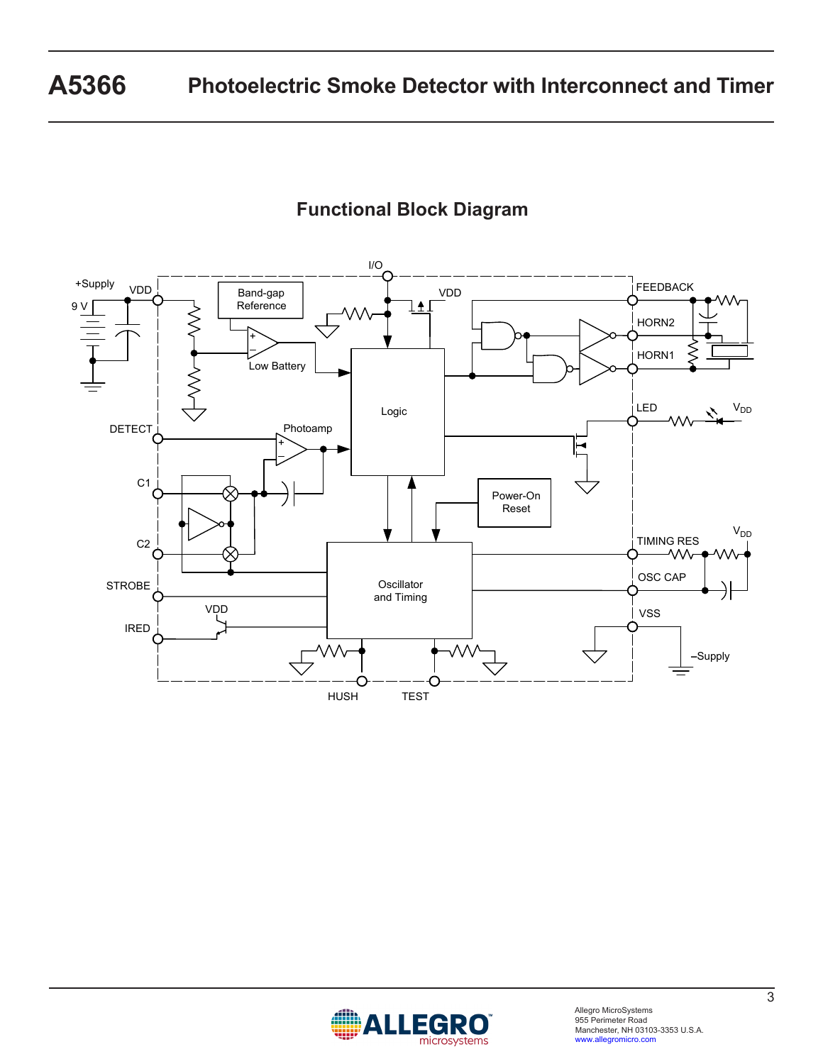## Functional Block Diagram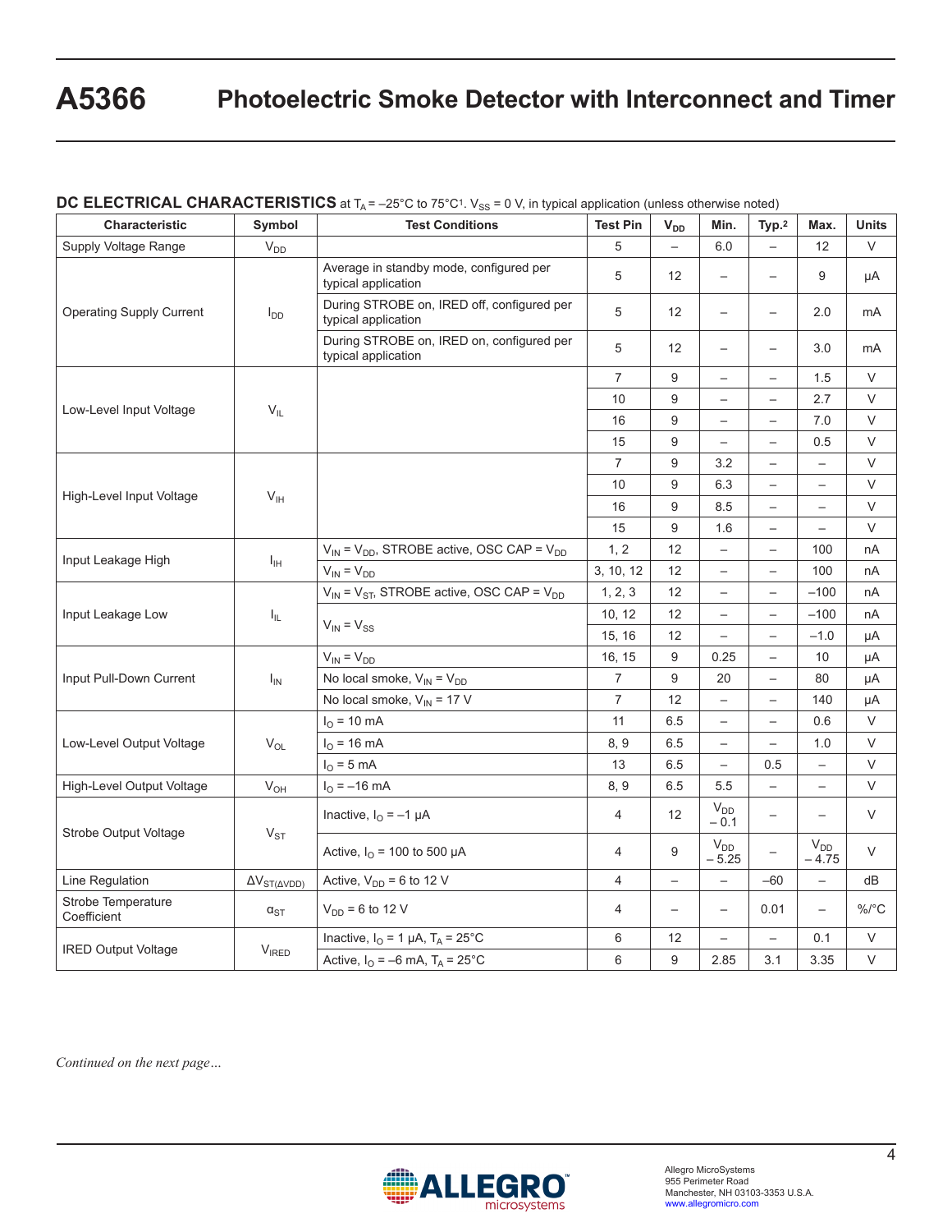## DC ELECTRICAL CHARACTERISTICS at $T_A$ = –25°C to 75°C[1]. $V_{SS}$ = 0 V, in typical application (unless otherwise noted)

| Characteristic | Symbol | Test Conditions | Test Pin | $V_{DD}$ | Min. | Typ.[2] | Max. | Units |
|---|---|---|---|---|---|---|---|---|
| Supply Voltage Range | $V_{DD}$ | | 5 | – | 6.0 | – | 12 | V |
| Operating Supply Current | $I_{DD}$ | Average in standby mode, configured per typical application | 5 | 12 | – | – | 9 | μA |
| | | During STROBE on, IRED off, configured per typical application | 5 | 12 | – | – | 2.0 | mA |
| | | During STROBE on, IRED on, configured per typical application | 5 | 12 | – | – | 3.0 | mA |
| Low-Level Input Voltage | $V_{IL}$ | | 7 | 9 | – | – | 1.5 | V |
| | | | 10 | 9 | – | – | 2.7 | V |
| | | | 16 | 9 | – | – | 7.0 | V |
| | | | 15 | 9 | – | – | 0.5 | V |
| High-Level Input Voltage | $V_{IH}$ | | 7 | 9 | 3.2 | – | – | V |
| | | | 10 | 9 | 6.3 | – | – | V |
| | | | 16 | 9 | 8.5 | – | – | V |
| | | | 15 | 9 | 1.6 | – | – | V |
| Input Leakage High | $I_{IH}$ | $V_{IN} = V_{DD}$, STROBE active, OSC CAP = $V_{DD}$ | 1, 2 | 12 | – | – | 100 | nA |
| | | $V_{IN} = V_{DD}$ | 3, 10, 12 | 12 | – | – | 100 | nA |
| Input Leakage Low | $I_{IL}$ | $V_{IN} = V_{ST}$, STROBE active, OSC CAP = $V_{DD}$ | 1, 2, 3 | 12 | – | – | –100 | nA |
| | | $V_{IN} = V_{SS}$ | 10, 12 | 12 | – | – | –100 | nA |
| | | | 15, 16 | 12 | – | – | –1.0 | μA |
| Input Pull-Down Current | $I_{IN}$ | $V_{IN} = V_{DD}$ | 16, 15 | 9 | 0.25 | – | 10 | μA |
| | | No local smoke, $V_{IN} = V_{DD}$ | 7 | 9 | 20 | – | 80 | μA |
| | | No local smoke, $V_{IN}$ = 17 V | 7 | 12 | – | – | 140 | μA |
| Low-Level Output Voltage | $V_{OL}$ | $I_O$ = 10 mA | 11 | 6.5 | – | – | 0.6 | V |
| | | $I_O$ = 16 mA | 8, 9 | 6.5 | – | – | 1.0 | V |
| | | $I_O$ = 5 mA | 13 | 6.5 | – | 0.5 | – | V |
| High-Level Output Voltage | $V_{OH}$ | $I_O$ = –16 mA | 8, 9 | 6.5 | 5.5 | – | – | V |
| Strobe Output Voltage | $V_{ST}$ | Inactive, $I_O$ = –1 μA | 4 | 12 | $V_{DD}$ – 0.1 | – | – | V |
| | | Active, $I_O$ = 100 to 500 μA | 4 | 9 | $V_{DD}$ – 5.25 | – | $V_{DD}$ – 4.75 | V |
| Line Regulation | $\Delta V_{ST(\Delta VDD)}$ | Active, $V_{DD}$ = 6 to 12 V | 4 | – | – | –60 | – | dB |
| Strobe Temperature Coefficient | $\alpha_{ST}$ | $V_{DD}$ = 6 to 12 V | 4 | – | – | 0.01 | – | %/°C |
| IRED Output Voltage | $V_{IRED}$ | Inactive, $I_O$ = 1 μA, $T_A$ = 25°C | 6 | 12 | – | – | 0.1 | V |
| | | Active, $I_O$ = –6 mA, $T_A$ = 25°C | 6 | 9 | 2.85 | 3.1 | 3.35 | V |

*Continued on the next page…*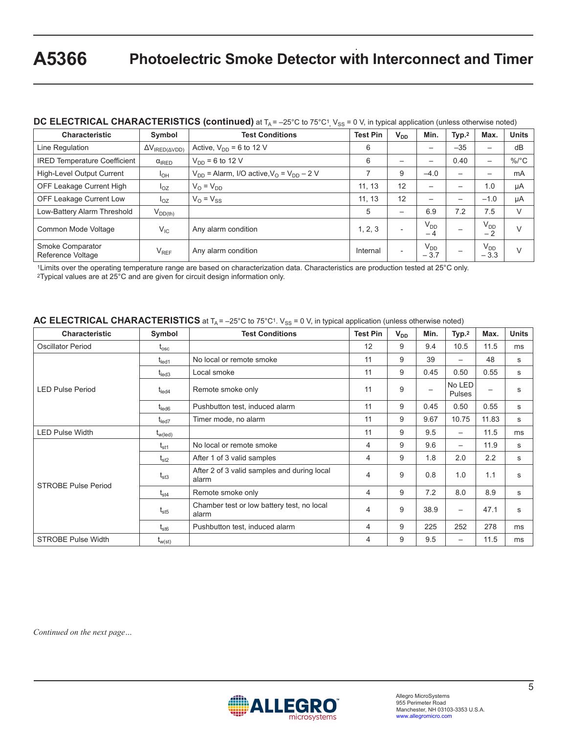## DC ELECTRICAL CHARACTERISTICS (continued) at $T_A$ = –25°C to 75°C[1], $V_{SS}$ = 0 V, in typical application (unless otherwise noted)

| Characteristic | Symbol | Test Conditions | Test Pin | $V_{DD}$ | Min. | Typ.[2] | Max. | Units |
|---|---|---|---|---|---|---|---|---|
| Line Regulation | $\Delta V_{IRED(\Delta VDD)}$ | Active, $V_{DD}$ = 6 to 12 V | 6 | | – | –35 | – | dB |
| IRED Temperature Coefficient | $\alpha_{IRED}$ | $V_{DD}$ = 6 to 12 V | 6 | – | – | 0.40 | – | %/°C |
| High-Level Output Current | $I_{OH}$ | $V_{DD}$ = Alarm, I/O active, $V_O$ = $V_{DD}$ – 2 V | 7 | 9 | –4.0 | – | – | mA |
| OFF Leakage Current High | $I_{OZ}$ | $V_O$ = $V_{DD}$ | 11, 13 | 12 | – | – | 1.0 | μA |
| OFF Leakage Current Low | $I_{OZ}$ | $V_O$ = $V_{SS}$ | 11, 13 | 12 | – | – | –1.0 | μA |
| Low-Battery Alarm Threshold | $V_{DD(th)}$ | | 5 | – | 6.9 | 7.2 | 7.5 | V |
| Common Mode Voltage | $V_{IC}$ | Any alarm condition | 1, 2, 3 | - | $V_{DD}$ – 4 | – | $V_{DD}$ – 2 | V |
| Smoke Comparator Reference Voltage | $V_{REF}$ | Any alarm condition | Internal | - | $V_{DD}$ – 3.7 | – | $V_{DD}$ – 3.3 | V |

[1]Limits over the operating temperature range are based on characterization data. Characteristics are production tested at 25°C only.
[2]Typical values are at 25°C and are given for circuit design information only.

## AC ELECTRICAL CHARACTERISTICS at $T_A$ = –25°C to 75°C[1]. $V_{SS}$ = 0 V, in typical application (unless otherwise noted)

| Characteristic | Symbol | Test Conditions | Test Pin | $V_{DD}$ | Min. | Typ.[2] | Max. | Units |
|---|---|---|---|---|---|---|---|---|
| Oscillator Period | $t_{osc}$ | | 12 | 9 | 9.4 | 10.5 | 11.5 | ms |
| LED Pulse Period | $t_{led1}$ | No local or remote smoke | 11 | 9 | 39 | – | 48 | s |
| | $t_{led3}$ | Local smoke | 11 | 9 | 0.45 | 0.50 | 0.55 | s |
| | $t_{led4}$ | Remote smoke only | 11 | 9 | – | No LED Pulses | – | s |
| | $t_{led6}$ | Pushbutton test, induced alarm | 11 | 9 | 0.45 | 0.50 | 0.55 | s |
| | $t_{led7}$ | Timer mode, no alarm | 11 | 9 | 9.67 | 10.75 | 11.83 | s |
| LED Pulse Width | $t_{w(led)}$ | | 11 | 9 | 9.5 | – | 11.5 | ms |
| STROBE Pulse Period | $t_{st1}$ | No local or remote smoke | 4 | 9 | 9.6 | – | 11.9 | s |
| | $t_{st2}$ | After 1 of 3 valid samples | 4 | 9 | 1.8 | 2.0 | 2.2 | s |
| | $t_{st3}$ | After 2 of 3 valid samples and during local alarm | 4 | 9 | 0.8 | 1.0 | 1.1 | s |
| | $t_{st4}$ | Remote smoke only | 4 | 9 | 7.2 | 8.0 | 8.9 | s |
| | $t_{st5}$ | Chamber test or low battery test, no local alarm | 4 | 9 | 38.9 | – | 47.1 | s |
| | $t_{st6}$ | Pushbutton test, induced alarm | 4 | 9 | 225 | 252 | 278 | ms |
| STROBE Pulse Width | $t_{w(st)}$ | | 4 | 9 | 9.5 | – | 11.5 | ms |

*Continued on the next page…*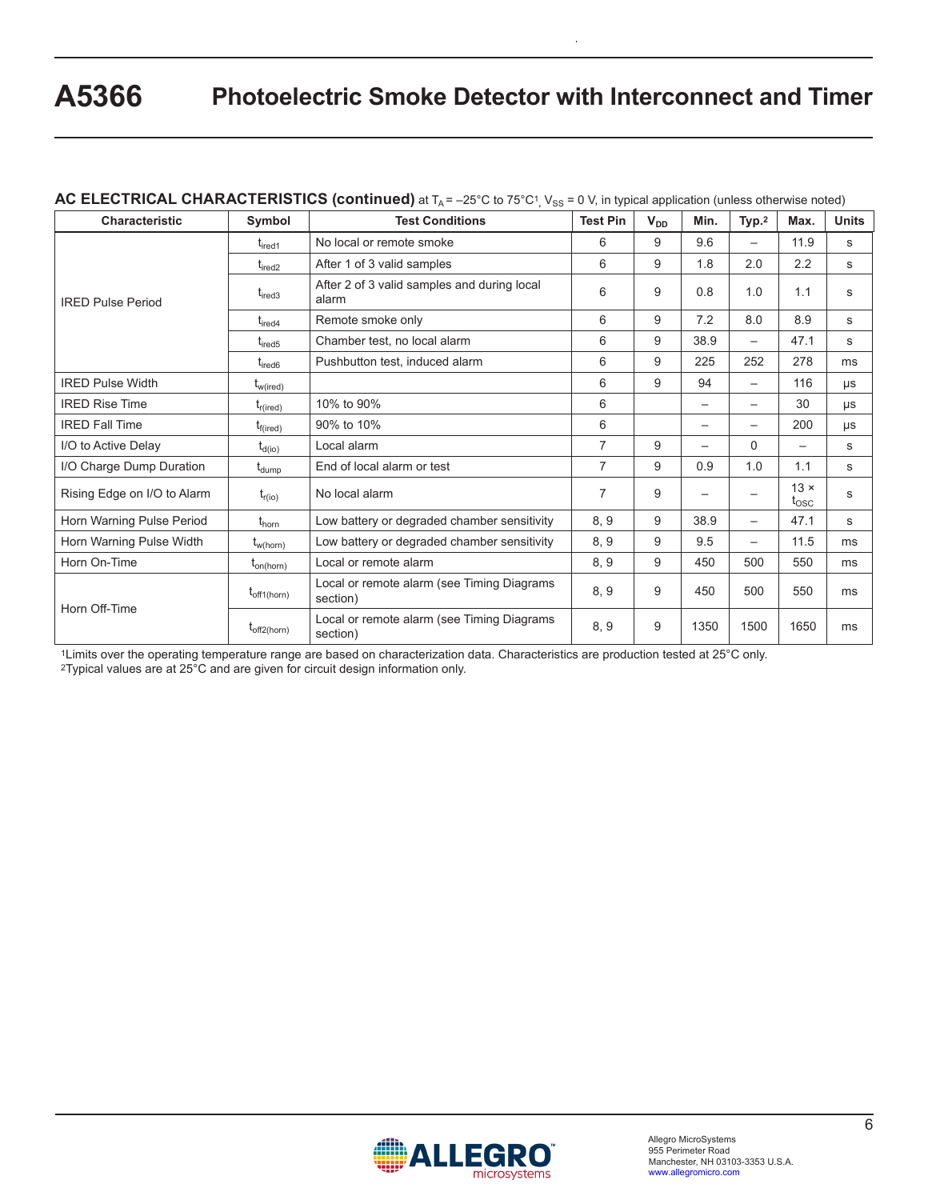## AC ELECTRICAL CHARACTERISTICS (continued) at $T_A$ = –25°C to 75°C[1], $V_{SS}$ = 0 V, in typical application (unless otherwise noted)

| Characteristic | Symbol | Test Conditions | Test Pin | $V_{DD}$ | Min. | Typ.[2] | Max. | Units |
|---|---|---|---|---|---|---|---|---|
| IRED Pulse Period | $t_{ired1}$ | No local or remote smoke | 6 | 9 | 9.6 | – | 11.9 | s |
| | $t_{ired2}$ | After 1 of 3 valid samples | 6 | 9 | 1.8 | 2.0 | 2.2 | s |
| | $t_{ired3}$ | After 2 of 3 valid samples and during local alarm | 6 | 9 | 0.8 | 1.0 | 1.1 | s |
| | $t_{ired4}$ | Remote smoke only | 6 | 9 | 7.2 | 8.0 | 8.9 | s |
| | $t_{ired5}$ | Chamber test, no local alarm | 6 | 9 | 38.9 | – | 47.1 | s |
| | $t_{ired6}$ | Pushbutton test, induced alarm | 6 | 9 | 225 | 252 | 278 | ms |
| IRED Pulse Width | $t_{w(ired)}$ | | 6 | 9 | 94 | – | 116 | μs |
| IRED Rise Time | $t_{r(ired)}$ | 10% to 90% | 6 | | – | – | 30 | μs |
| IRED Fall Time | $t_{f(ired)}$ | 90% to 10% | 6 | | – | – | 200 | μs |
| I/O to Active Delay | $t_{d(io)}$ | Local alarm | 7 | 9 | – | 0 | – | s |
| I/O Charge Dump Duration | $t_{dump}$ | End of local alarm or test | 7 | 9 | 0.9 | 1.0 | 1.1 | s |
| Rising Edge on I/O to Alarm | $t_{r(io)}$ | No local alarm | 7 | 9 | – | – | 13 × $t_{OSC}$ | s |
| Horn Warning Pulse Period | $t_{horn}$ | Low battery or degraded chamber sensitivity | 8, 9 | 9 | 38.9 | – | 47.1 | s |
| Horn Warning Pulse Width | $t_{w(horn)}$ | Low battery or degraded chamber sensitivity | 8, 9 | 9 | 9.5 | – | 11.5 | ms |
| Horn On-Time | $t_{on(horn)}$ | Local or remote alarm | 8, 9 | 9 | 450 | 500 | 550 | ms |
| Horn Off-Time | $t_{off1(horn)}$ | Local or remote alarm (see Timing Diagrams section) | 8, 9 | 9 | 450 | 500 | 550 | ms |
| | $t_{off2(horn)}$ | Local or remote alarm (see Timing Diagrams section) | 8, 9 | 9 | 1350 | 1500 | 1650 | ms |

[1]Limits over the operating temperature range are based on characterization data. Characteristics are production tested at 25°C only.
[2]Typical values are at 25°C and are given for circuit design information only.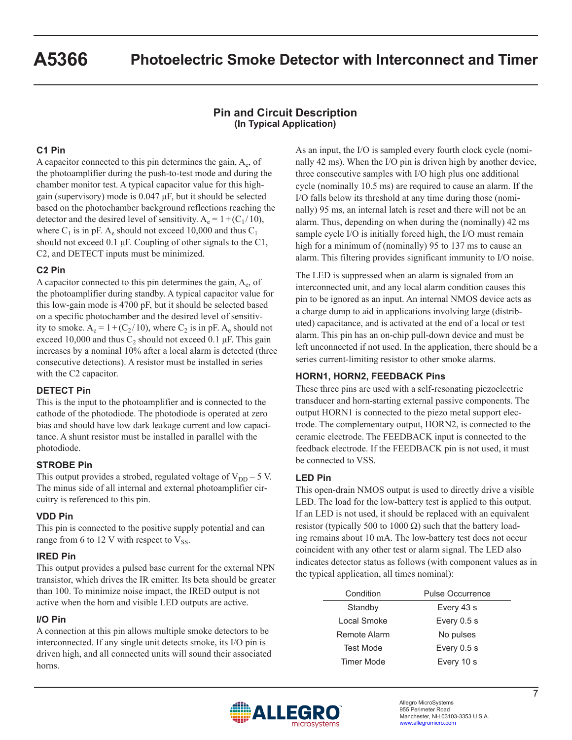## Pin and Circuit Description
**(In Typical Application)**

### C1 Pin

A capacitor connected to this pin determines the gain, $A_e$, of the photoamplifier during the push-to-test mode and during the chamber monitor test. A typical capacitor value for this high-gain (supervisory) mode is 0.047 µF, but it should be selected based on the photochamber background reflections reaching the detector and the desired level of sensitivity. $A_e = 1 + (C_1 / 10)$, where $C_1$ is in pF. $A_e$ should not exceed 10,000 and thus $C_1$ should not exceed 0.1 µF. Coupling of other signals to the C1, C2, and DETECT inputs must be minimized.

### C2 Pin

A capacitor connected to this pin determines the gain, $A_e$, of the photoamplifier during standby. A typical capacitor value for this low-gain mode is 4700 pF, but it should be selected based on a specific photochamber and the desired level of sensitivity to smoke. $A_e = 1 + (C_2 / 10)$, where $C_2$ is in pF. $A_e$ should not exceed 10,000 and thus $C_2$ should not exceed 0.1 µF. This gain increases by a nominal 10% after a local alarm is detected (three consecutive detections). A resistor must be installed in series with the C2 capacitor.

### DETECT Pin

This is the input to the photoamplifier and is connected to the cathode of the photodiode. The photodiode is operated at zero bias and should have low dark leakage current and low capacitance. A shunt resistor must be installed in parallel with the photodiode.

### STROBE Pin

This output provides a strobed, regulated voltage of $V_{DD} - 5$ V. The minus side of all internal and external photoamplifier circuitry is referenced to this pin.

### VDD Pin

This pin is connected to the positive supply potential and can range from 6 to 12 V with respect to $V_{SS}$.

### IRED Pin

This output provides a pulsed base current for the external NPN transistor, which drives the IR emitter. Its beta should be greater than 100. To minimize noise impact, the IRED output is not active when the horn and visible LED outputs are active.

### I/O Pin

A connection at this pin allows multiple smoke detectors to be interconnected. If any single unit detects smoke, its I/O pin is driven high, and all connected units will sound their associated horns.

As an input, the I/O is sampled every fourth clock cycle (nominally 42 ms). When the I/O pin is driven high by another device, three consecutive samples with I/O high plus one additional cycle (nominally 10.5 ms) are required to cause an alarm. If the I/O falls below its threshold at any time during those (nominally) 95 ms, an internal latch is reset and there will not be an alarm. Thus, depending on when during the (nominally) 42 ms sample cycle I/O is initially forced high, the I/O must remain high for a minimum of (nominally) 95 to 137 ms to cause an alarm. This filtering provides significant immunity to I/O noise.

The LED is suppressed when an alarm is signaled from an interconnected unit, and any local alarm condition causes this pin to be ignored as an input. An internal NMOS device acts as a charge dump to aid in applications involving large (distributed) capacitance, and is activated at the end of a local or test alarm. This pin has an on-chip pull-down device and must be left unconnected if not used. In the application, there should be a series current-limiting resistor to other smoke alarms.

### HORN1, HORN2, FEEDBACK Pins

These three pins are used with a self-resonating piezoelectric transducer and horn-starting external passive components. The output HORN1 is connected to the piezo metal support electrode. The complementary output, HORN2, is connected to the ceramic electrode. The FEEDBACK input is connected to the feedback electrode. If the FEEDBACK pin is not used, it must be connected to VSS.

### LED Pin

This open-drain NMOS output is used to directly drive a visible LED. The load for the low-battery test is applied to this output. If an LED is not used, it should be replaced with an equivalent resistor (typically 500 to 1000 Ω) such that the battery loading remains about 10 mA. The low-battery test does not occur coincident with any other test or alarm signal. The LED also indicates detector status as follows (with component values as in the typical application, all times nominal):

| Condition | Pulse Occurrence |
|---|---|
| Standby | Every 43 s |
| Local Smoke | Every 0.5 s |
| Remote Alarm | No pulses |
| Test Mode | Every 0.5 s |
| Timer Mode | Every 10 s |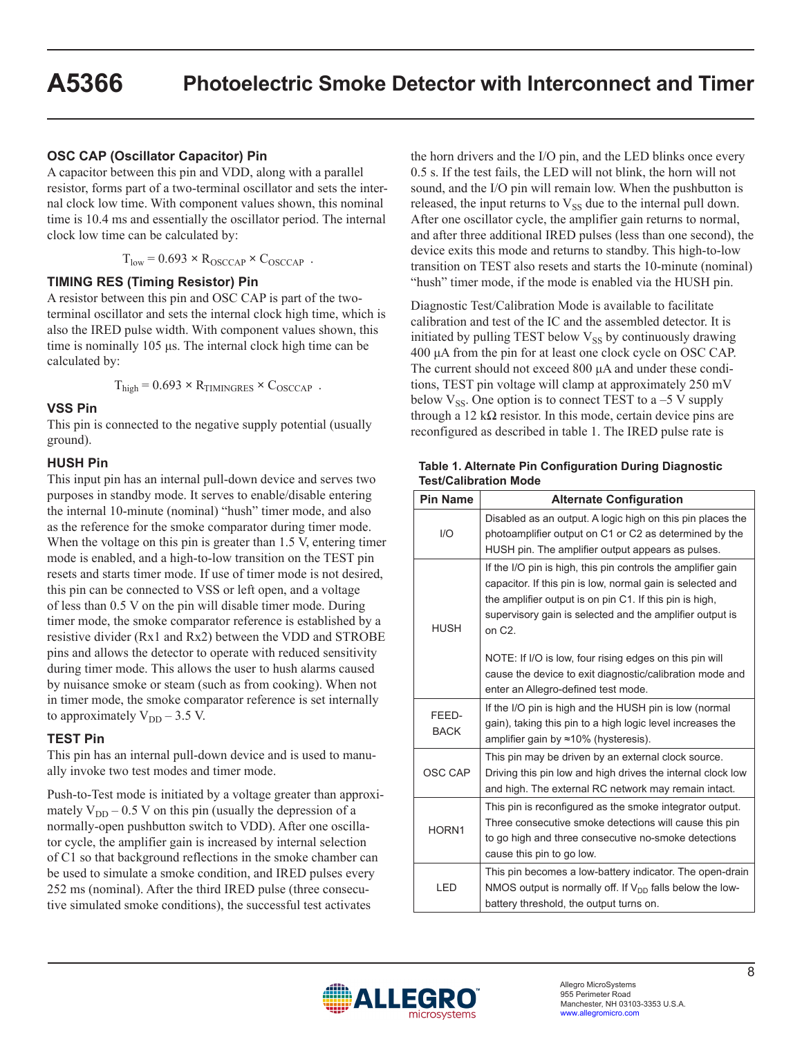### OSC CAP (Oscillator Capacitor) Pin

A capacitor between this pin and VDD, along with a parallel resistor, forms part of a two-terminal oscillator and sets the internal clock low time. With component values shown, this nominal time is 10.4 ms and essentially the oscillator period. The internal clock low time can be calculated by:

$$T_{low} = 0.693 \times R_{OSCCAP} \times C_{OSCCAP} \ .$$

### TIMING RES (Timing Resistor) Pin

A resistor between this pin and OSC CAP is part of the two-terminal oscillator and sets the internal clock high time, which is also the IRED pulse width. With component values shown, this time is nominally 105 µs. The internal clock high time can be calculated by:

$$T_{high} = 0.693 \times R_{TIMINGRES} \times C_{OSCCAP} \ .$$

### VSS Pin

This pin is connected to the negative supply potential (usually ground).

### HUSH Pin

This input pin has an internal pull-down device and serves two purposes in standby mode. It serves to enable/disable entering the internal 10-minute (nominal) "hush" timer mode, and also as the reference for the smoke comparator during timer mode. When the voltage on this pin is greater than 1.5 V, entering timer mode is enabled, and a high-to-low transition on the TEST pin resets and starts timer mode. If use of timer mode is not desired, this pin can be connected to VSS or left open, and a voltage of less than 0.5 V on the pin will disable timer mode. During timer mode, the smoke comparator reference is established by a resistive divider (Rx1 and Rx2) between the VDD and STROBE pins and allows the detector to operate with reduced sensitivity during timer mode. This allows the user to hush alarms caused by nuisance smoke or steam (such as from cooking). When not in timer mode, the smoke comparator reference is set internally to approximately $V_{DD}$ – 3.5 V.

### TEST Pin

This pin has an internal pull-down device and is used to manually invoke two test modes and timer mode.

Push-to-Test mode is initiated by a voltage greater than approximately $V_{DD}$ – 0.5 V on this pin (usually the depression of a normally-open pushbutton switch to VDD). After one oscillator cycle, the amplifier gain is increased by internal selection of C1 so that background reflections in the smoke chamber can be used to simulate a smoke condition, and IRED pulses every 252 ms (nominal). After the third IRED pulse (three consecutive simulated smoke conditions), the successful test activates the horn drivers and the I/O pin, and the LED blinks once every 0.5 s. If the test fails, the LED will not blink, the horn will not sound, and the I/O pin will remain low. When the pushbutton is released, the input returns to $V_{SS}$ due to the internal pull down. After one oscillator cycle, the amplifier gain returns to normal, and after three additional IRED pulses (less than one second), the device exits this mode and returns to standby. This high-to-low transition on TEST also resets and starts the 10-minute (nominal) "hush" timer mode, if the mode is enabled via the HUSH pin.

Diagnostic Test/Calibration Mode is available to facilitate calibration and test of the IC and the assembled detector. It is initiated by pulling TEST below $V_{SS}$ by continuously drawing 400 µA from the pin for at least one clock cycle on OSC CAP. The current should not exceed 800 µA and under these conditions, TEST pin voltage will clamp at approximately 250 mV below $V_{SS}$. One option is to connect TEST to a –5 V supply through a 12 kΩ resistor. In this mode, certain device pins are reconfigured as described in table 1. The IRED pulse rate is

**Table 1. Alternate Pin Configuration During Diagnostic Test/Calibration Mode**

| Pin Name | Alternate Configuration |
|---|---|
| I/O | Disabled as an output. A logic high on this pin places the photoamplifier output on C1 or C2 as determined by the HUSH pin. The amplifier output appears as pulses. |
| HUSH | If the I/O pin is high, this pin controls the amplifier gain capacitor. If this pin is low, normal gain is selected and the amplifier output is on pin C1. If this pin is high, supervisory gain is selected and the amplifier output is on C2.<br><br>NOTE: If I/O is low, four rising edges on this pin will cause the device to exit diagnostic/calibration mode and enter an Allegro-defined test mode. |
| FEED-BACK | If the I/O pin is high and the HUSH pin is low (normal gain), taking this pin to a high logic level increases the amplifier gain by ≈10% (hysteresis). |
| OSC CAP | This pin may be driven by an external clock source. Driving this pin low and high drives the internal clock low and high. The external RC network may remain intact. |
| HORN1 | This pin is reconfigured as the smoke integrator output. Three consecutive smoke detections will cause this pin to go high and three consecutive no-smoke detections cause this pin to go low. |
| LED | This pin becomes a low-battery indicator. The open-drain NMOS output is normally off. If $V_{DD}$ falls below the low-battery threshold, the output turns on. |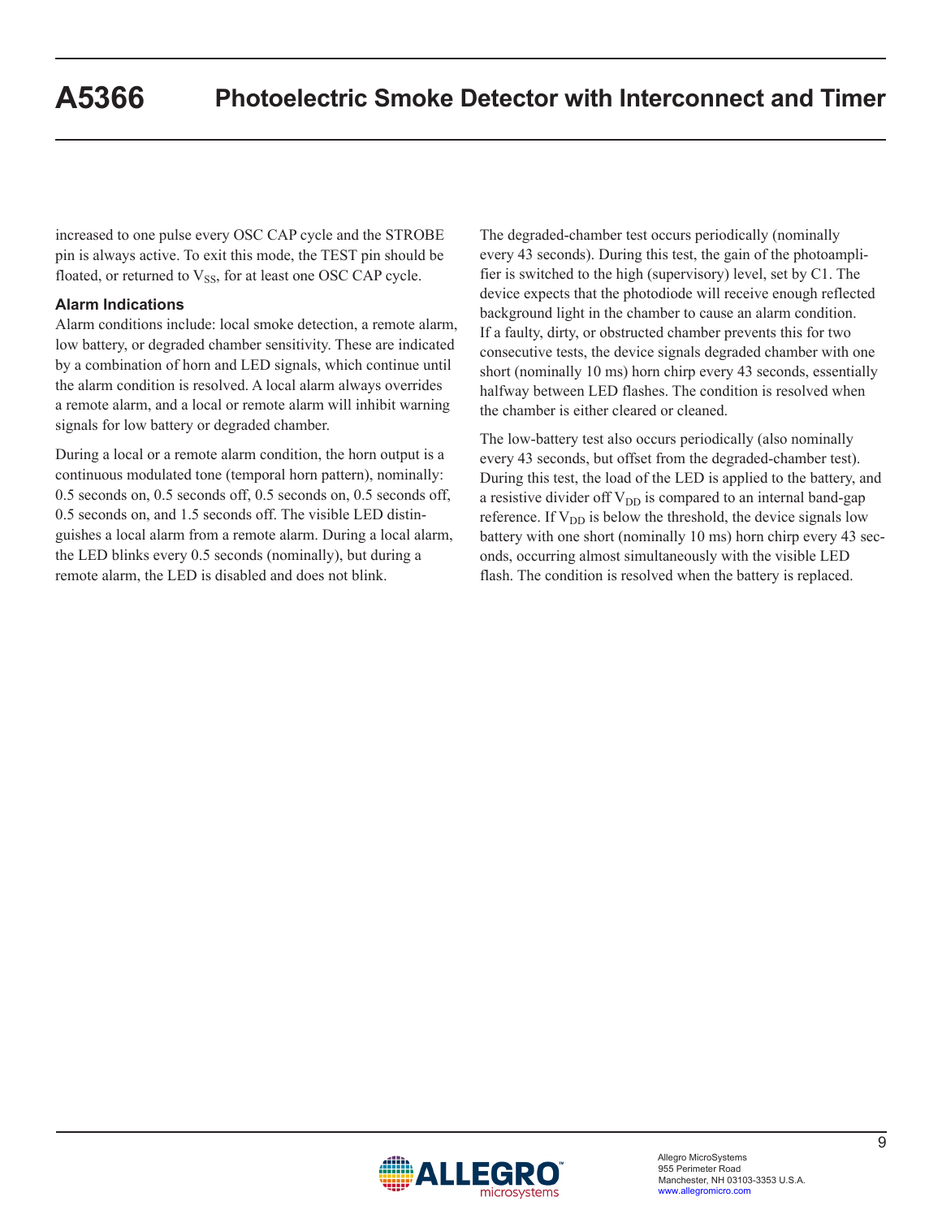increased to one pulse every OSC CAP cycle and the STROBE pin is always active. To exit this mode, the TEST pin should be floated, or returned to $V_{SS}$, for at least one OSC CAP cycle.

### Alarm Indications

Alarm conditions include: local smoke detection, a remote alarm, low battery, or degraded chamber sensitivity. These are indicated by a combination of horn and LED signals, which continue until the alarm condition is resolved. A local alarm always overrides a remote alarm, and a local or remote alarm will inhibit warning signals for low battery or degraded chamber.

During a local or a remote alarm condition, the horn output is a continuous modulated tone (temporal horn pattern), nominally: 0.5 seconds on, 0.5 seconds off, 0.5 seconds on, 0.5 seconds off, 0.5 seconds on, and 1.5 seconds off. The visible LED distinguishes a local alarm from a remote alarm. During a local alarm, the LED blinks every 0.5 seconds (nominally), but during a remote alarm, the LED is disabled and does not blink.

The degraded-chamber test occurs periodically (nominally every 43 seconds). During this test, the gain of the photoamplifier is switched to the high (supervisory) level, set by C1. The device expects that the photodiode will receive enough reflected background light in the chamber to cause an alarm condition. If a faulty, dirty, or obstructed chamber prevents this for two consecutive tests, the device signals degraded chamber with one short (nominally 10 ms) horn chirp every 43 seconds, essentially halfway between LED flashes. The condition is resolved when the chamber is either cleared or cleaned.

The low-battery test also occurs periodically (also nominally every 43 seconds, but offset from the degraded-chamber test). During this test, the load of the LED is applied to the battery, and a resistive divider off $V_{DD}$ is compared to an internal band-gap reference. If $V_{DD}$ is below the threshold, the device signals low battery with one short (nominally 10 ms) horn chirp every 43 seconds, occurring almost simultaneously with the visible LED flash. The condition is resolved when the battery is replaced.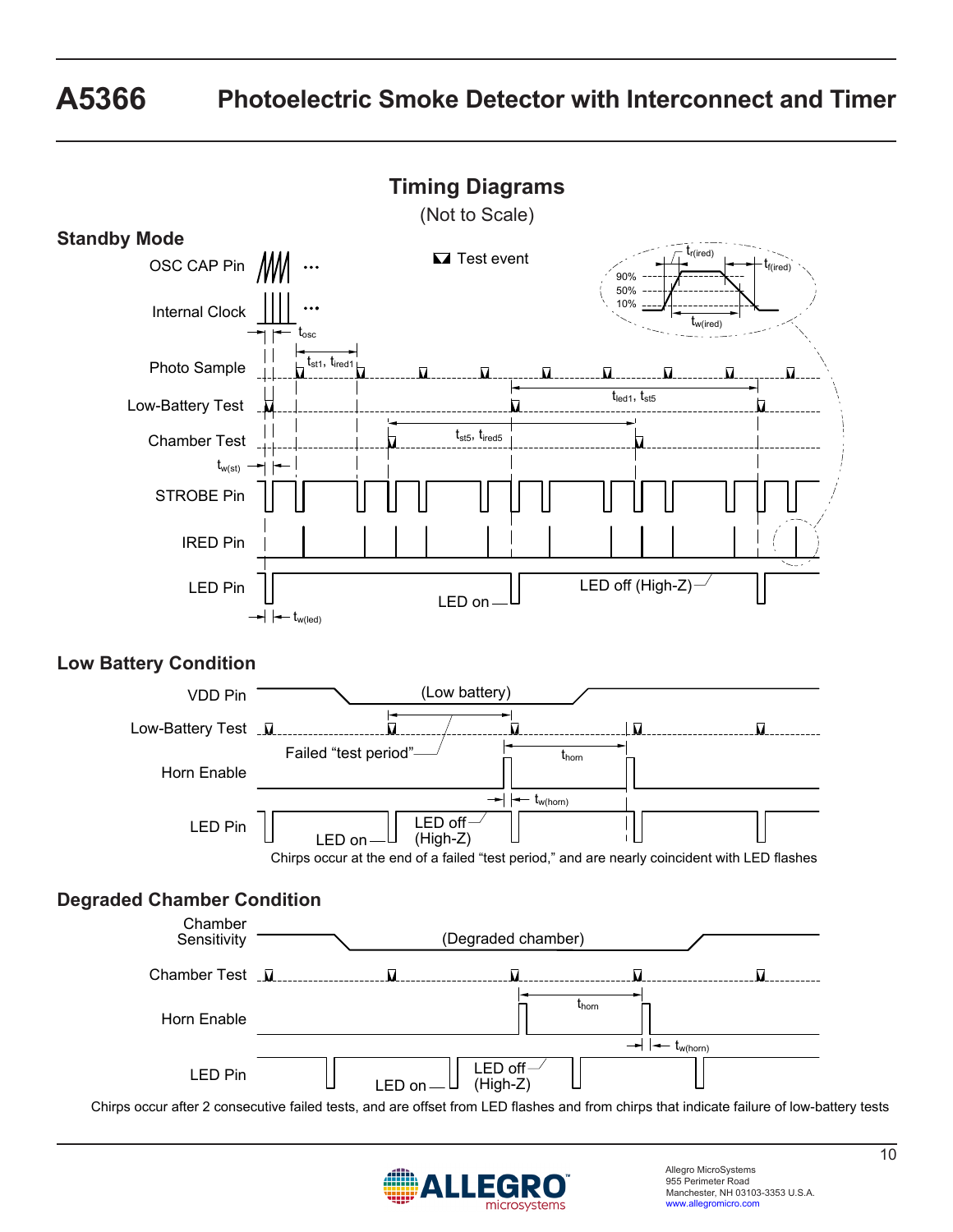## Timing Diagrams

(Not to Scale)

### Standby Mode

Test event

OSC CAP Pin

Internal Clock

$t_{osc}$

Photo Sample

$t_{st1}$, $t_{ired1}$

Low-Battery Test

$t_{led1}$, $t_{st5}$

Chamber Test

$t_{st5}$, $t_{ired5}$

$t_{w(st)}$

STROBE Pin

IRED Pin

LED Pin

LED on

LED off (High-Z)

$t_{w(led)}$

$t_{r(ired)}$

$t_{f(ired)}$

90%

50%

10%

$t_{w(ired)}$

### Low Battery Condition

VDD Pin

(Low battery)

Low-Battery Test

Failed "test period"

Horn Enable

$t_{horn}$

$t_{w(horn)}$

LED Pin

LED on

LED off (High-Z)

Chirps occur at the end of a failed "test period," and are nearly coincident with LED flashes

### Degraded Chamber Condition

Chamber Sensitivity

(Degraded chamber)

Chamber Test

Horn Enable

$t_{horn}$

$t_{w(horn)}$

LED Pin

LED on

LED off (High-Z)

Chirps occur after 2 consecutive failed tests, and are offset from LED flashes and from chirps that indicate failure of low-battery tests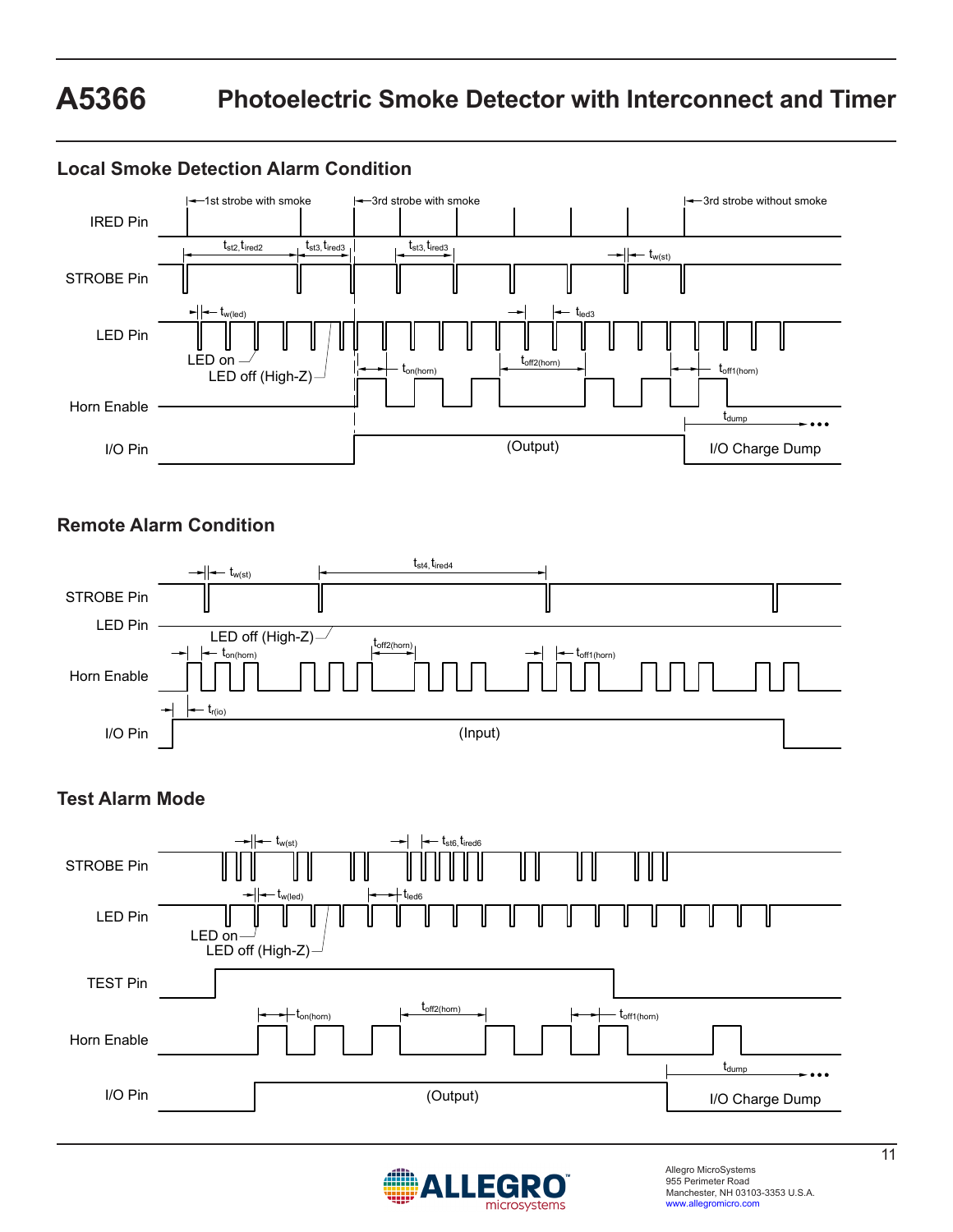### Local Smoke Detection Alarm Condition

IRED Pin — 1st strobe with smoke — 3rd strobe with smoke — 3rd strobe without smoke

STROBE Pin — $t_{st2}, t_{ired2}$ — $t_{st3}, t_{ired3}$ — $t_{st3}, t_{ired3}$ — $t_{w(st)}$

LED Pin — $t_{w(led)}$ — $t_{led3}$ — LED on — LED off (High-Z)

Horn Enable — $t_{on(horn)}$ — $t_{off2(horn)}$ — $t_{off1(horn)}$

I/O Pin — (Output) — $t_{dump}$ — I/O Charge Dump

### Remote Alarm Condition

STROBE Pin — $t_{w(st)}$ — $t_{st4}, t_{ired4}$

LED Pin — LED off (High-Z)

Horn Enable — $t_{on(horn)}$ — $t_{off2(horn)}$ — $t_{off1(horn)}$

I/O Pin — $t_{r(io)}$ — (Input)

### Test Alarm Mode

STROBE Pin — $t_{w(st)}$ — $t_{st6}, t_{ired6}$

LED Pin — $t_{w(led)}$ — $t_{led6}$ — LED on — LED off (High-Z)

TEST Pin

Horn Enable — $t_{on(horn)}$ — $t_{off2(horn)}$ — $t_{off1(horn)}$

I/O Pin — (Output) — $t_{dump}$ — I/O Charge Dump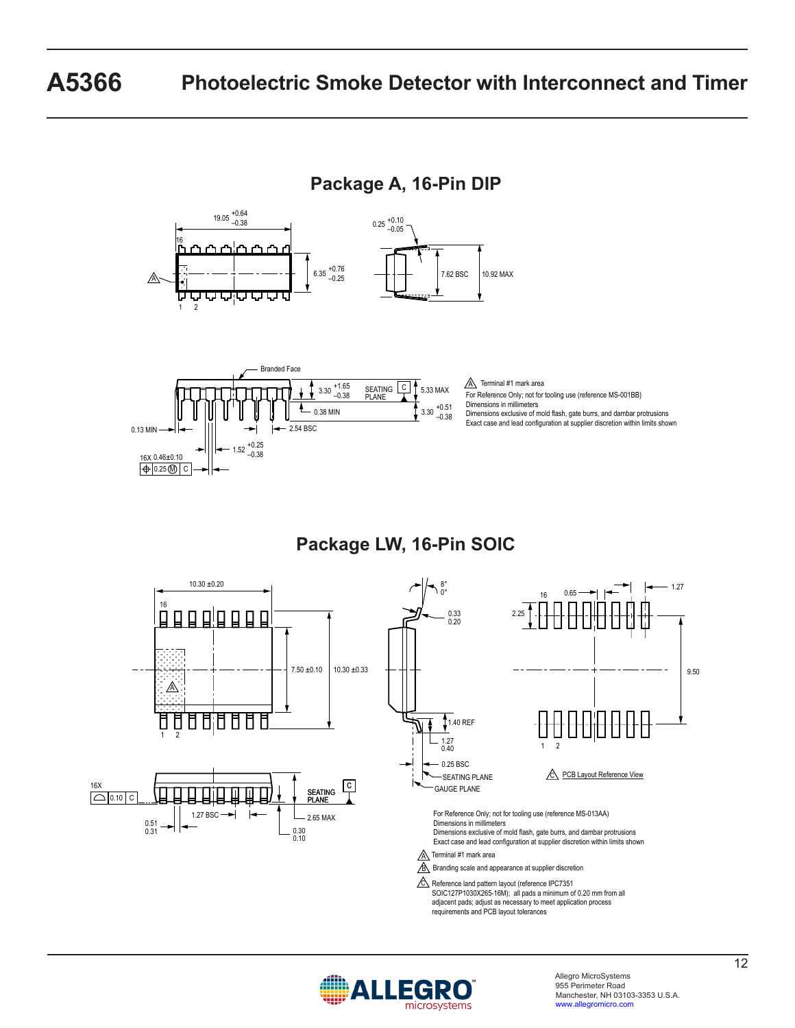## Package A, 16-Pin DIP

19.05 +0.64 –0.38

0.25 +0.10 –0.05

16

6.35 +0.76 –0.25

7.62 BSC

10.92 MAX

A

1 2

Branded Face

3.30 +1.65 –0.38

SEATING PLANE

C

5.33 MAX

0.38 MIN

3.30 +0.51 –0.38

0.13 MIN

2.54 BSC

1.52 +0.25 –0.38

16X 0.46±0.10

0.25 (M) C

A Terminal #1 mark area

For Reference Only; not for tooling use (reference MS-001BB)
Dimensions in millimeters
Dimensions exclusive of mold flash, gate burrs, and dambar protrusions
Exact case and lead configuration at supplier discretion within limits shown

## Package LW, 16-Pin SOIC

10.30 ±0.20

16

7.50 ±0.10

10.30 ±0.33

A

1 2

8°
0°

0.33
0.20

1.40 REF

1.27
0.40

0.25 BSC

SEATING PLANE

GAUGE PLANE

16 0.65 1.27

2.25

9.50

1 2

C PCB Layout Reference View

16X

0.10 C

SEATING PLANE

C

1.27 BSC

2.65 MAX

0.51
0.31

0.30
0.10

For Reference Only; not for tooling use (reference MS-013AA)
Dimensions in millimeters
Dimensions exclusive of mold flash, gate burrs, and dambar protrusions
Exact case and lead configuration at supplier discretion within limits shown

A Terminal #1 mark area

B Branding scale and appearance at supplier discretion

C Reference land pattern layout (reference IPC7351 SOIC127P1030X265-16M); all pads a minimum of 0.20 mm from all adjacent pads; adjust as necessary to meet application process requirements and PCB layout tolerances

Allegro MicroSystems
955 Perimeter Road
Manchester, NH 03103-3353 U.S.A.
www.allegromicro.com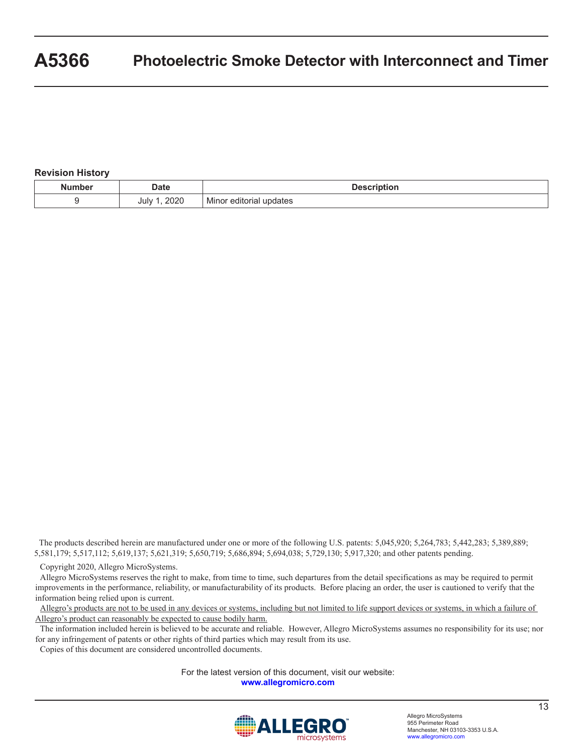**Revision History**

| Number | Date | Description |
| --- | --- | --- |
| 9 | July 1, 2020 | Minor editorial updates |

The products described herein are manufactured under one or more of the following U.S. patents: 5,045,920; 5,264,783; 5,442,283; 5,389,889; 5,581,179; 5,517,112; 5,619,137; 5,621,319; 5,650,719; 5,686,894; 5,694,038; 5,729,130; 5,917,320; and other patents pending.

Copyright 2020, Allegro MicroSystems.

Allegro MicroSystems reserves the right to make, from time to time, such departures from the detail specifications as may be required to permit improvements in the performance, reliability, or manufacturability of its products. Before placing an order, the user is cautioned to verify that the information being relied upon is current.

Allegro's products are not to be used in any devices or systems, including but not limited to life support devices or systems, in which a failure of Allegro's product can reasonably be expected to cause bodily harm.

The information included herein is believed to be accurate and reliable. However, Allegro MicroSystems assumes no responsibility for its use; nor for any infringement of patents or other rights of third parties which may result from its use.

Copies of this document are considered uncontrolled documents.

For the latest version of this document, visit our website:
**www.allegromicro.com**

Allegro MicroSystems
955 Perimeter Road
Manchester, NH 03103-3353 U.S.A.
www.allegromicro.com